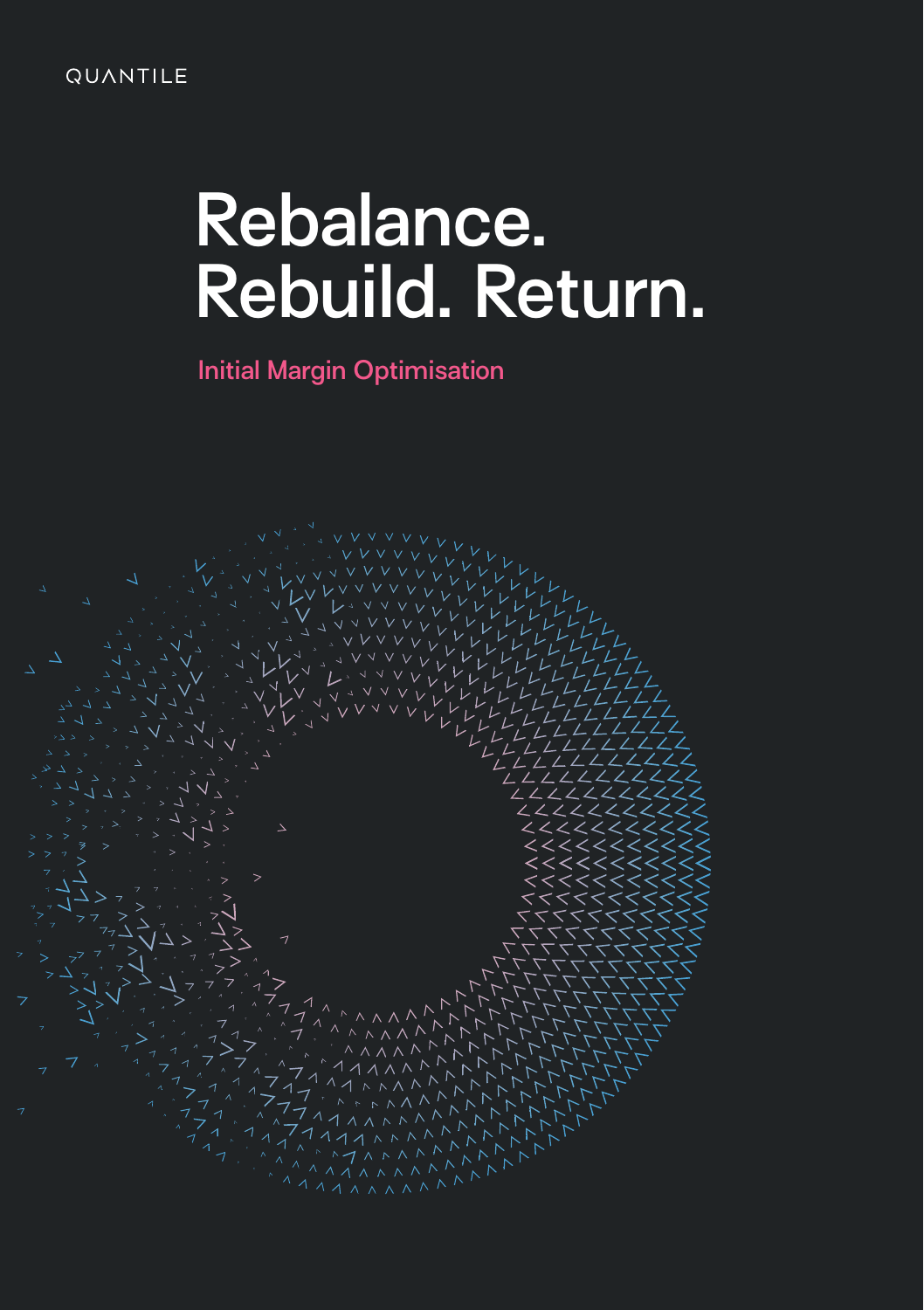QUANTILE

# Rebalance. Rebuild. Return.

Initial Margin Optimisation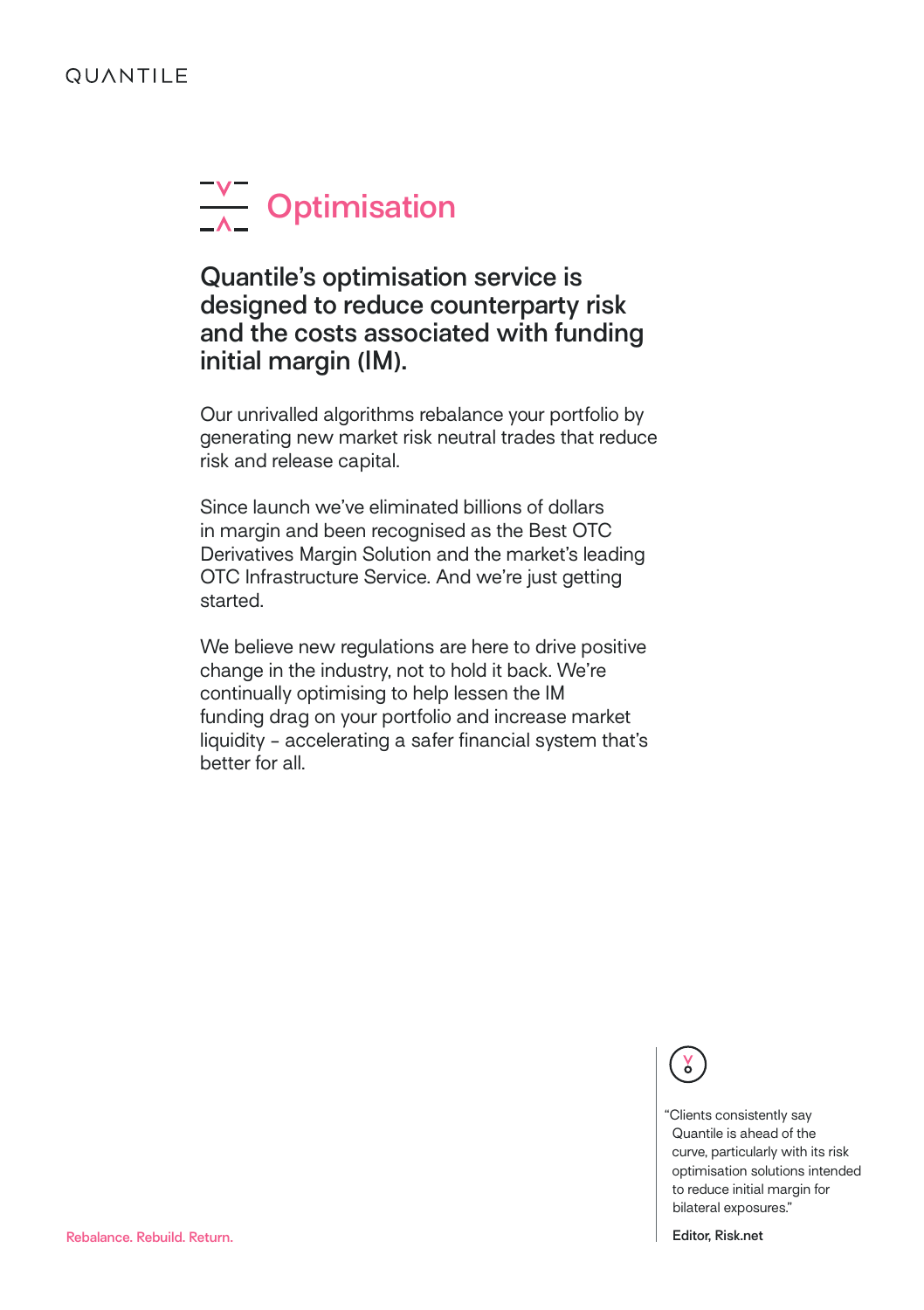# Optimisation

## Quantile's optimisation service is designed to reduce counterparty risk and the costs associated with funding initial margin (IM).

Our unrivalled algorithms rebalance your portfolio by generating new market risk neutral trades that reduce risk and release capital.

Since launch we've eliminated billions of dollars in margin and been recognised as the Best OTC Derivatives Margin Solution and the market's leading OTC Infrastructure Service. And we're just getting started.

We believe new regulations are here to drive positive change in the industry, not to hold it back. We're continually optimising to help lessen the IM funding drag on your portfolio and increase market liquidity - accelerating a safer financial system that's better for all.

"Clients consistently say Quantile is ahead of the curve, particularly with its risk optimisation solutions intended to reduce initial margin for bilateral exposures."

**Editor, Risk.net**

Rebalance. Rebuild. Return.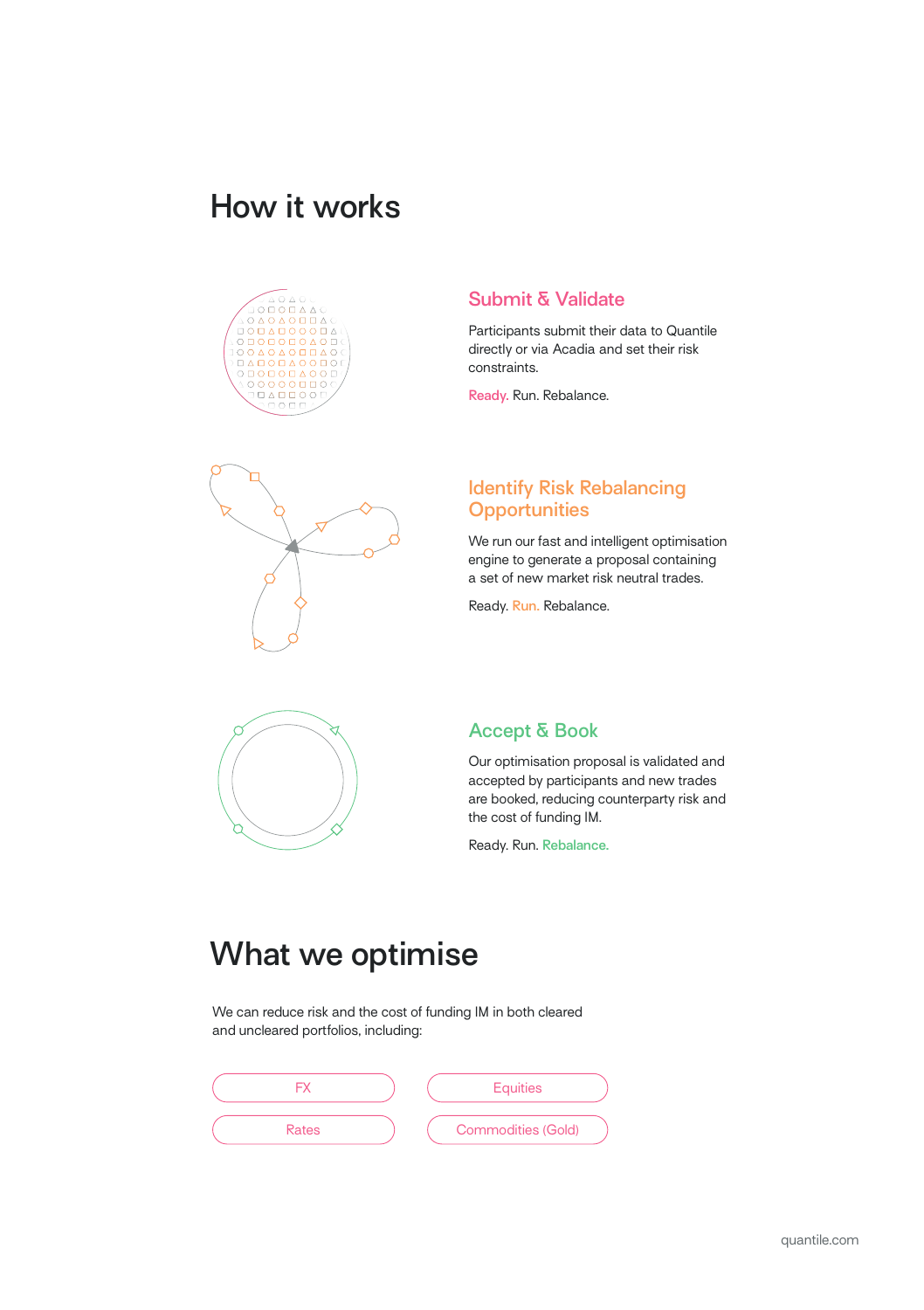# How it works

### Submit & Validate

Participants submit their data to Quantile directly or via Acadia and set their risk constraints.

Ready. Run. Rebalance.

### Identify Risk Rebalancing Opportunities

We run our fast and intelligent optimisation engine to generate a proposal containing a set of new market risk neutral trades.

Ready. Run. Rebalance.

### Accept & Book

Our optimisation proposal is validated and accepted by participants and new trades are booked, reducing counterparty risk and the cost of funding IM.

Ready. Run. Rebalance.

# What we optimise

We can reduce risk and the cost of funding IM in both cleared and uncleared portfolios, including:

- FX
- Equities
- Rates
- Commodities (Gold)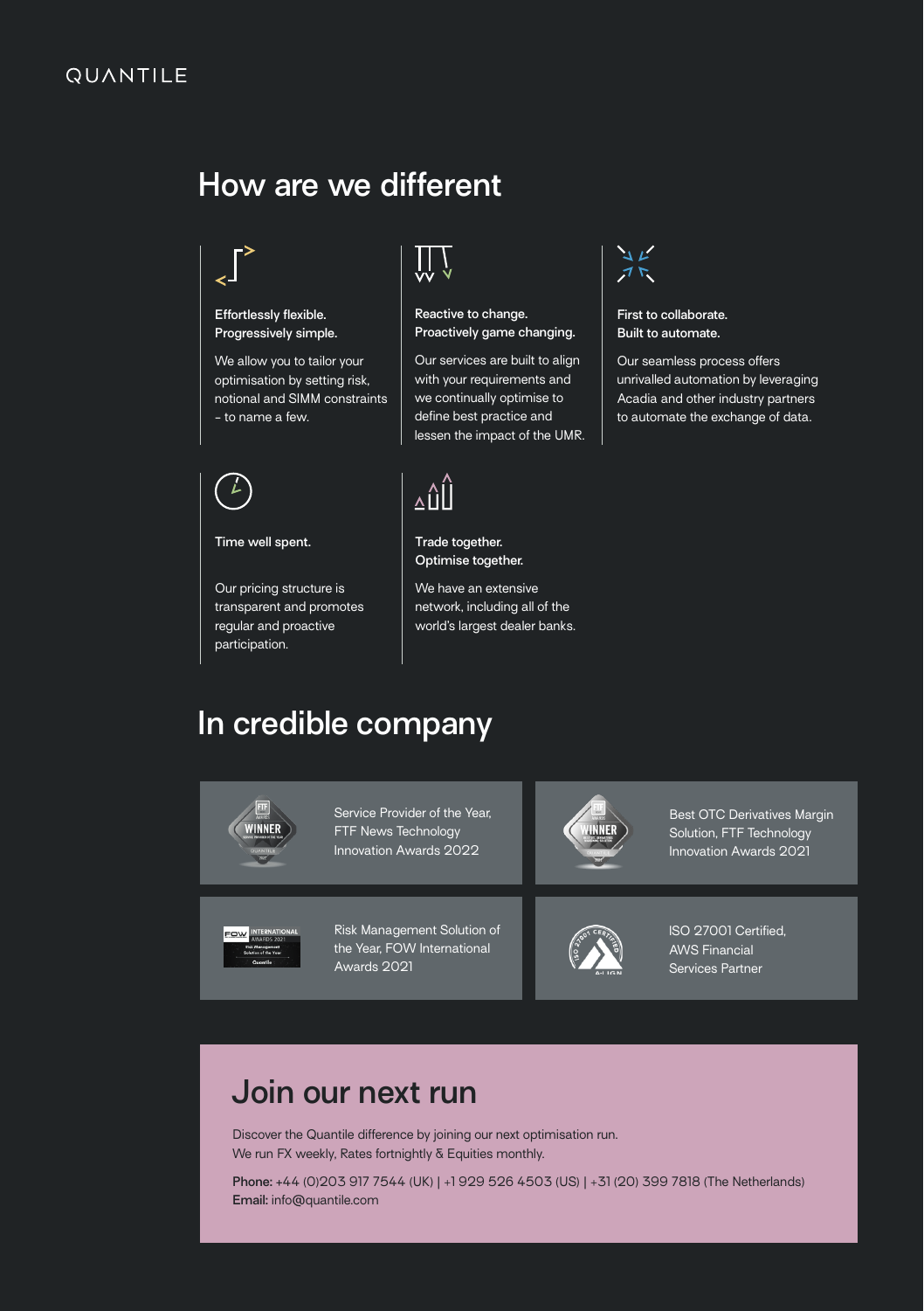QUANTILE

## How are we different

**Effortlessly flexible. Progressively simple.**

We allow you to tailor your optimisation by setting risk, notional and SIMM constraints – to name a few.

**Reactive to change. Proactively game changing.**

Our services are built to align with your requirements and we continually optimise to define best practice and lessen the impact of the UMR.

**First to collaborate. Built to automate.**

Our seamless process offers unrivalled automation by leveraging Acadia and other industry partners to automate the exchange of data.

**Time well spent.**

Our pricing structure is transparent and promotes regular and proactive participation.

**Trade together. Optimise together.**

We have an extensive network, including all of the world's largest dealer banks.

## In credible company

Service Provider of the Year, FTF News Technology Innovation Awards 2022

Best OTC Derivatives Margin Solution, FTF Technology Innovation Awards 2021

Risk Management Solution of the Year, FOW International Awards 2021

ISO 27001 Certified, AWS Financial Services Partner

## Join our next run

Discover the Quantile difference by joining our next optimisation run.
We run FX weekly, Rates fortnightly & Equities monthly.

**Phone:** +44 (0)203 917 7544 (UK) | +1 929 526 4503 (US) | +31 (20) 399 7818 (The Netherlands)
**Email:** info@quantile.com